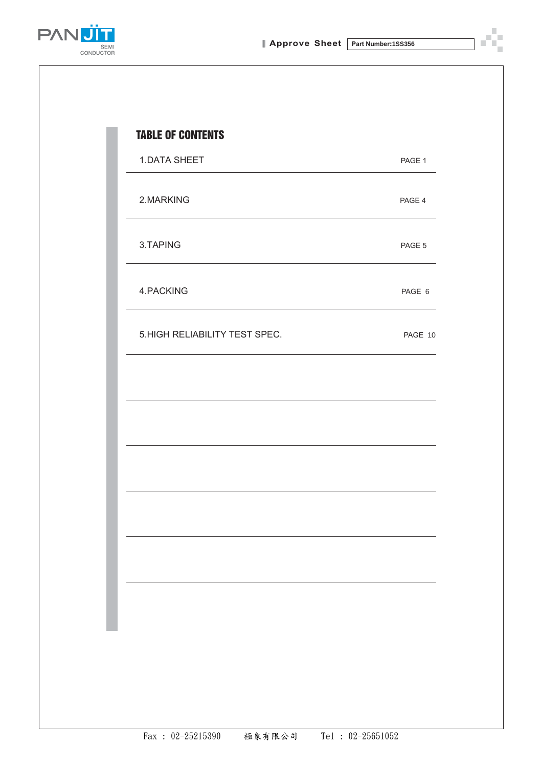Approve Sheet | Part Number:1SS356

## TABLE OF CONTENTS

| | |
|---|---|
| 1.DATA SHEET | PAGE 1 |
| 2.MARKING | PAGE 4 |
| 3.TAPING | PAGE 5 |
| 4.PACKING | PAGE 6 |
| 5.HIGH RELIABILITY TEST SPEC. | PAGE 10 |

Fax : 02-25215390 極象有限公司 Tel : 02-25651052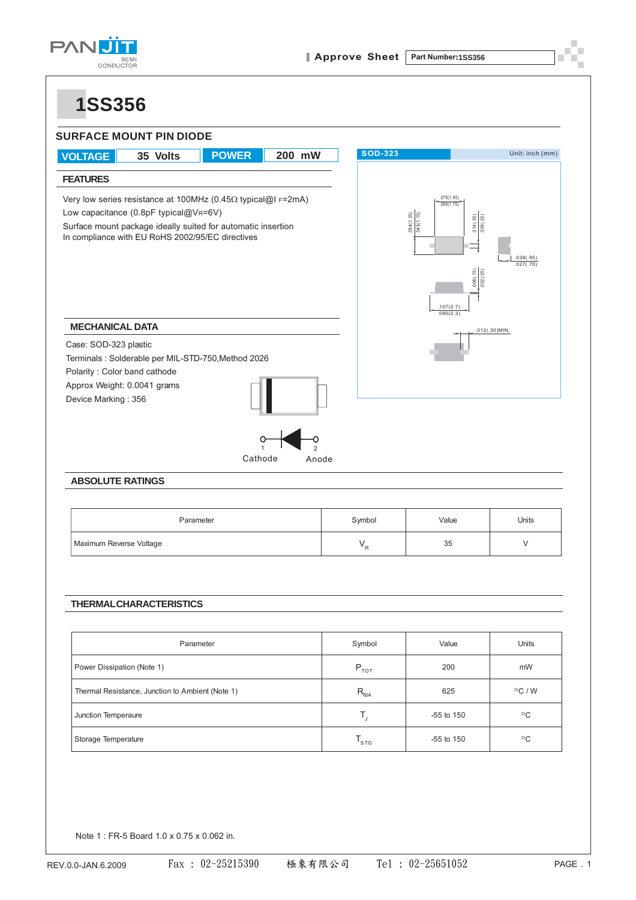# 1SS356

## SURFACE MOUNT PIN DIODE

| VOLTAGE | 35 Volts | POWER | 200 mW |
|---|---|---|---|

### FEATURES

Very low series resistance at 100MHz (0.45Ω typical@I F=2mA)
Low capacitance (0.8pF typical@VR=6V)
Surface mount package ideally suited for automatic insertion
In compliance with EU RoHS 2002/95/EC directives

SOD-323 Unit: inch (mm)

### MECHANICAL DATA

Case: SOD-323 plastic
Terminals : Solderable per MIL-STD-750,Method 2026
Polarity : Color band cathode
Approx Weight: 0.0041 grams
Device Marking : 356

1 Cathode 2 Anode

### ABSOLUTE RATINGS

| Parameter | Symbol | Value | Units |
|---|---|---|---|
| Maximum Reverse Voltage | $V_R$ | 35 | V |

### THERMAL CHARACTERISTICS

| Parameter | Symbol | Value | Units |
|---|---|---|---|
| Power Dissipation (Note 1) | $P_{TOT}$ | 200 | mW |
| Thermal Resistance, Junction to Ambient (Note 1) | $R_{\theta JA}$ | 625 | °C / W |
| Junction Temperaure | $T_J$ | -55 to 150 | °C |
| Storage Temperature | $T_{STG}$ | -55 to 150 | °C |

Note 1 : FR-5 Board 1.0 x 0.75 x 0.062 in.

REV.0.0-JAN.6.2009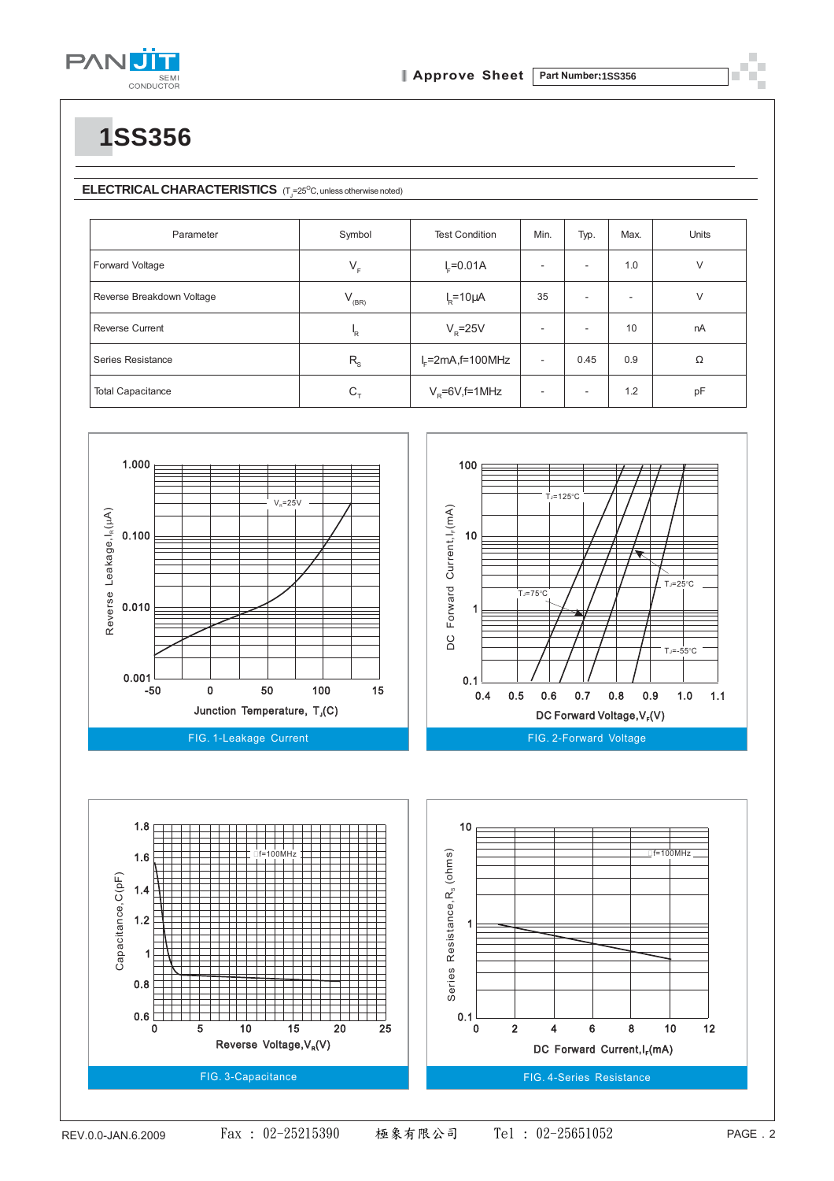# 1SS356

## ELECTRICAL CHARACTERISTICS ($T_J$=25°C, unless otherwise noted)

| Parameter | Symbol | Test Condition | Min. | Typ. | Max. | Units |
|---|---|---|---|---|---|---|
| Forward Voltage | $V_F$ | $I_F$=0.01A | - | - | 1.0 | V |
| Reverse Breakdown Voltage | $V_{(BR)}$ | $I_R$=10μA | 35 | - | - | V |
| Reverse Current | $I_R$ | $V_R$=25V | - | - | 10 | nA |
| Series Resistance | $R_S$ | $I_F$=2mA,f=100MHz | - | 0.45 | 0.9 | Ω |
| Total Capacitance | $C_T$ | $V_R$=6V,f=1MHz | - | - | 1.2 | pF |

FIG. 1-Leakage Current

FIG. 2-Forward Voltage

FIG. 3-Capacitance

FIG. 4-Series Resistance

REV.0.0-JAN.6.2009　Fax : 02-25215390　極象有限公司　Tel : 02-25651052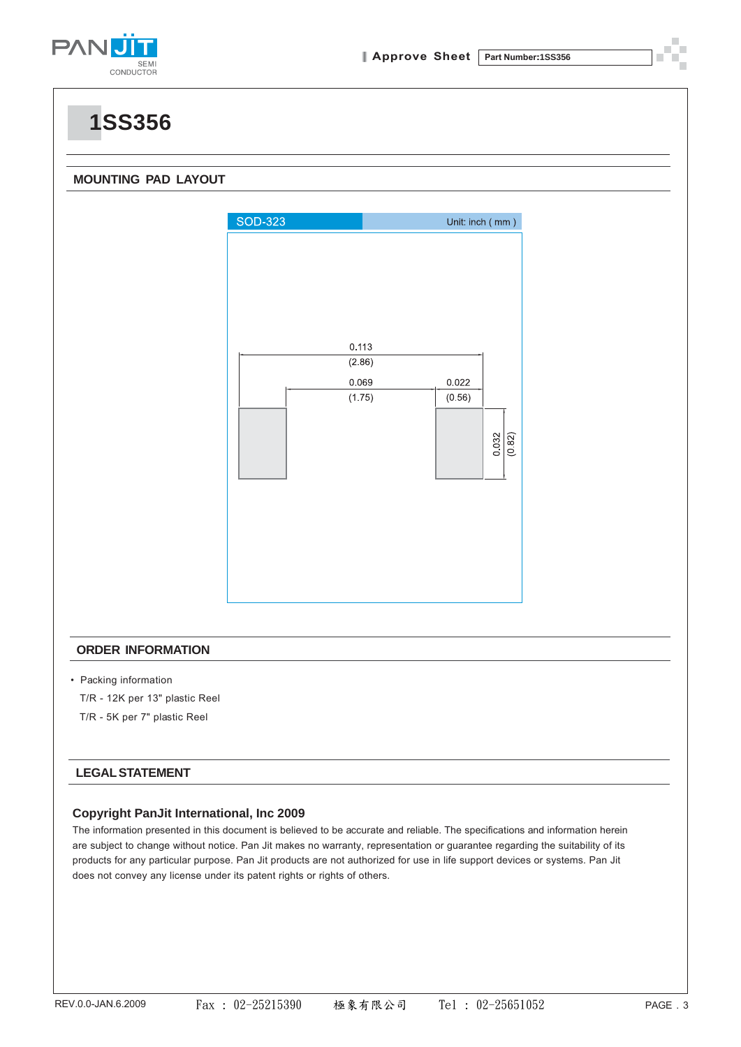# 1SS356

## MOUNTING PAD LAYOUT

SOD-323 Unit: inch ( mm )

0.113 (2.86)

0.069 (1.75)

0.022 (0.56)

0.032 (0.82)

## ORDER INFORMATION

- Packing information

  T/R - 12K per 13" plastic Reel

  T/R - 5K per 7" plastic Reel

## LEGAL STATEMENT

### Copyright PanJit International, Inc 2009

The information presented in this document is believed to be accurate and reliable. The specifications and information herein are subject to change without notice. Pan Jit makes no warranty, representation or guarantee regarding the suitability of its products for any particular purpose. Pan Jit products are not authorized for use in life support devices or systems. Pan Jit does not convey any license under its patent rights or rights of others.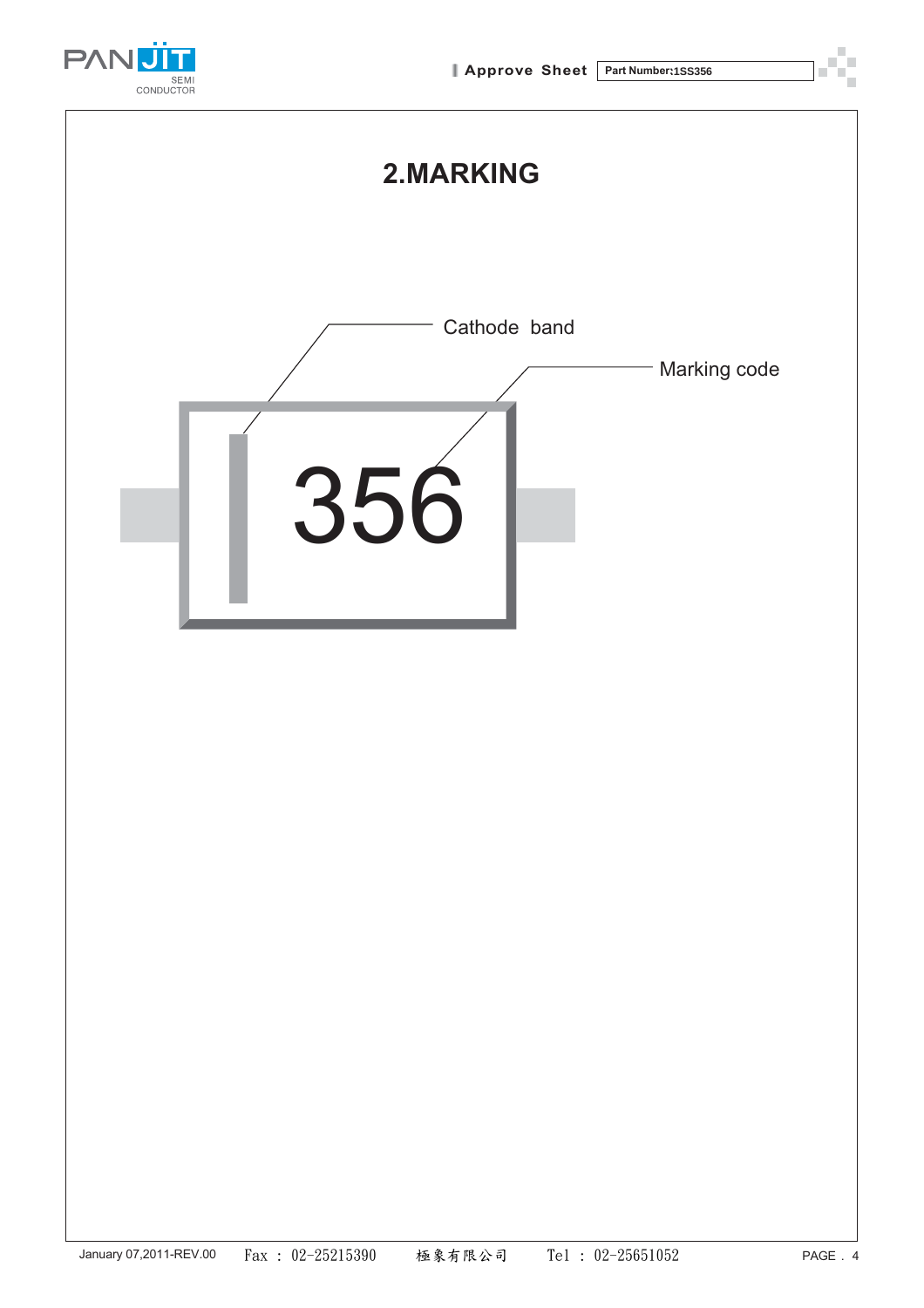## 2.MARKING

Cathode band

Marking code

356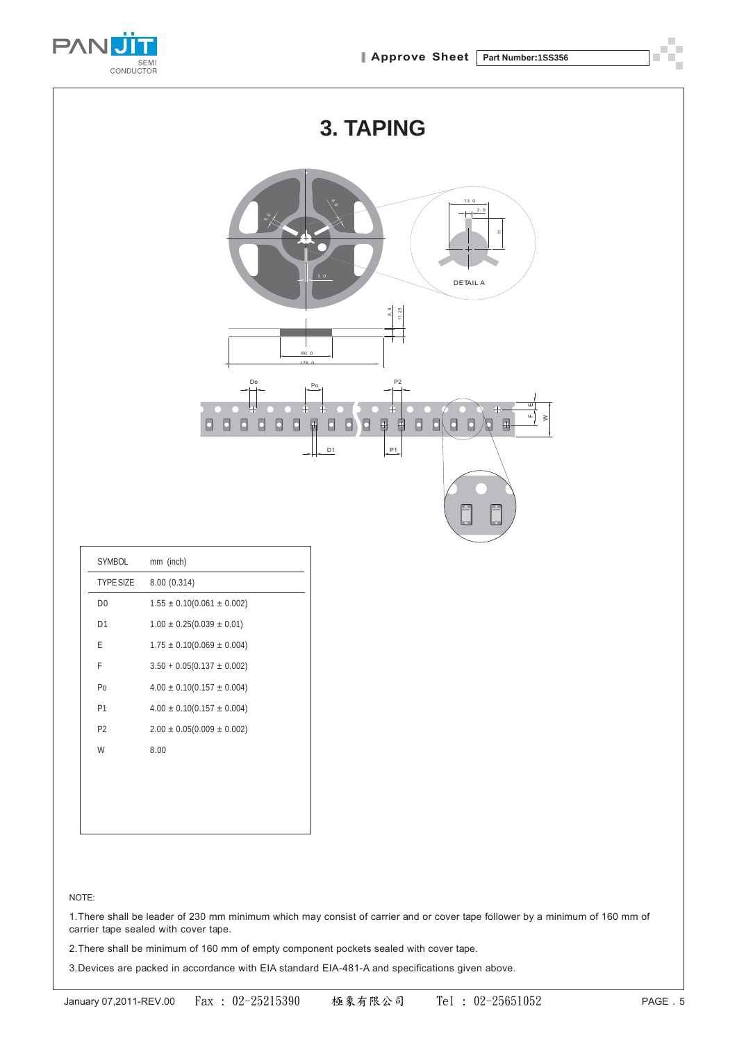# 3. TAPING

| SYMBOL | mm (inch) |
|---|---|
| TYPE SIZE | 8.00 (0.314) |
| D0 | 1.55 ± 0.10(0.061 ± 0.002) |
| D1 | 1.00 ± 0.25(0.039 ± 0.01) |
| E | 1.75 ± 0.10(0.069 ± 0.004) |
| F | 3.50 + 0.05(0.137 ± 0.002) |
| Po | 4.00 ± 0.10(0.157 ± 0.004) |
| P1 | 4.00 ± 0.10(0.157 ± 0.004) |
| P2 | 2.00 ± 0.05(0.009 ± 0.002) |
| W | 8.00 |

NOTE:

1.There shall be leader of 230 mm minimum which may consist of carrier and or cover tape follower by a minimum of 160 mm of carrier tape sealed with cover tape.

2.There shall be minimum of 160 mm of empty component pockets sealed with cover tape.

3.Devices are packed in accordance with EIA standard EIA-481-A and specifications given above.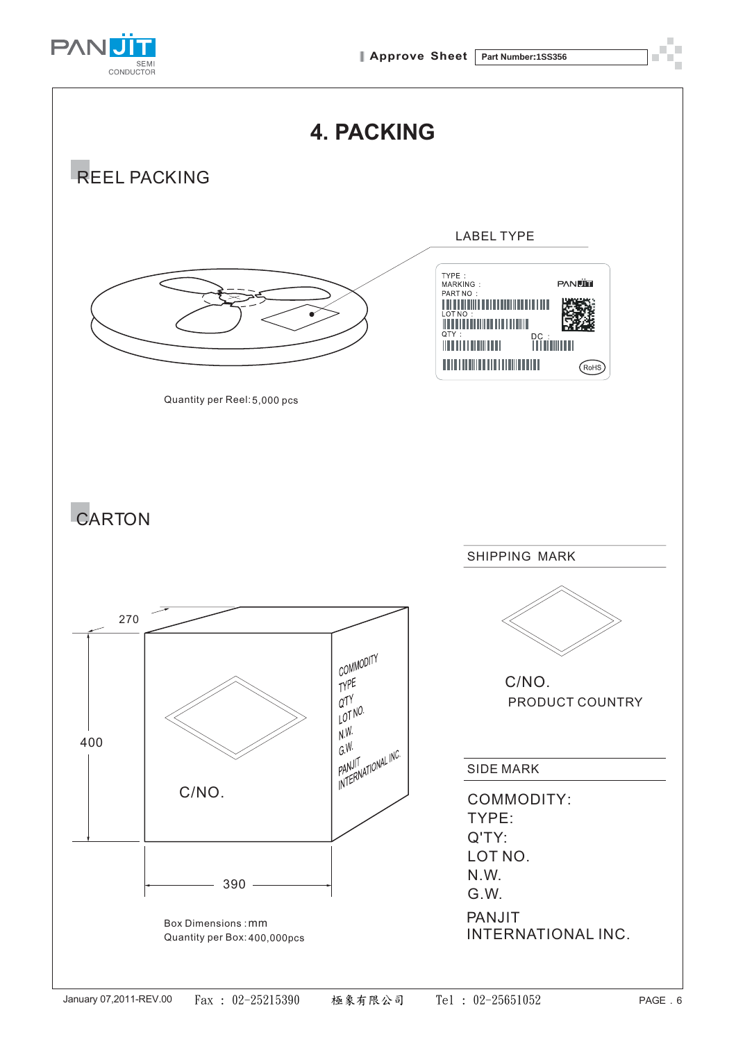# 4. PACKING

## REEL PACKING

LABEL TYPE

TYPE :
MARKING :
PART NO :
LOT NO :
QTY :
DC :
RoHS

Quantity per Reel: 5,000 pcs

## CARTON

270

400

390

COMMODITY
TYPE
Q'TY
LOT NO.
N.W.
G.W.
PANJIT
INTERNATIONAL INC.

C/NO.

Box Dimensions : mm
Quantity per Box: 400,000pcs

SHIPPING MARK

C/NO.
PRODUCT COUNTRY

SIDE MARK

COMMODITY:
TYPE:
Q'TY:
LOT NO.
N.W.
G.W.

PANJIT
INTERNATIONAL INC.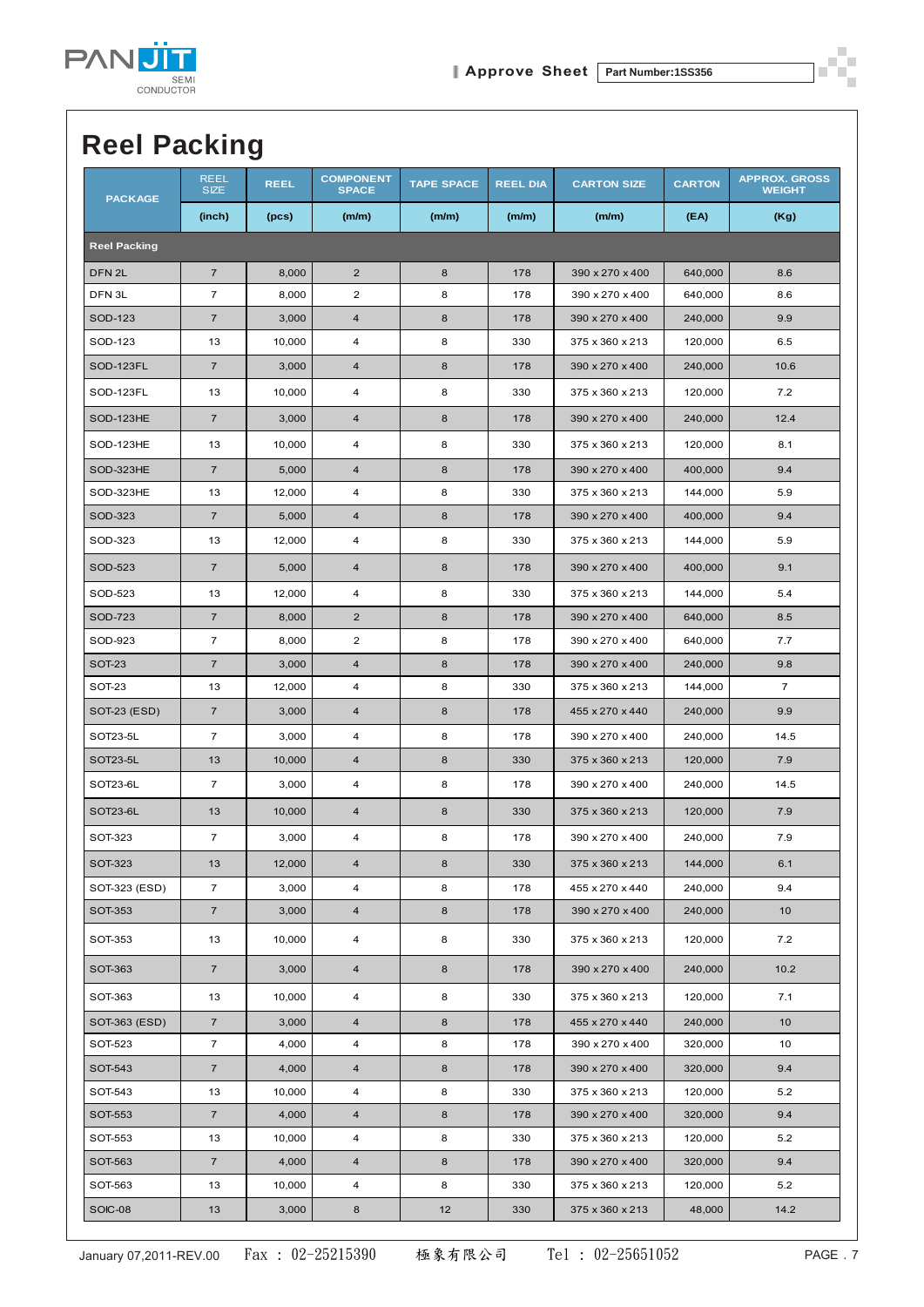# Reel Packing

| PACKAGE | REEL SIZE | REEL | COMPONENT SPACE | TAPE SPACE | REEL DIA | CARTON SIZE | CARTON | APPROX. GROSS WEIGHT |
|---|---|---|---|---|---|---|---|---|
| | (inch) | (pcs) | (m/m) | (m/m) | (m/m) | (m/m) | (EA) | (Kg) |
| **Reel Packing** | | | | | | | | |
| DFN 2L | 7 | 8,000 | 2 | 8 | 178 | 390 x 270 x 400 | 640,000 | 8.6 |
| DFN 3L | 7 | 8,000 | 2 | 8 | 178 | 390 x 270 x 400 | 640,000 | 8.6 |
| SOD-123 | 7 | 3,000 | 4 | 8 | 178 | 390 x 270 x 400 | 240,000 | 9.9 |
| SOD-123 | 13 | 10,000 | 4 | 8 | 330 | 375 x 360 x 213 | 120,000 | 6.5 |
| SOD-123FL | 7 | 3,000 | 4 | 8 | 178 | 390 x 270 x 400 | 240,000 | 10.6 |
| SOD-123FL | 13 | 10,000 | 4 | 8 | 330 | 375 x 360 x 213 | 120,000 | 7.2 |
| SOD-123HE | 7 | 3,000 | 4 | 8 | 178 | 390 x 270 x 400 | 240,000 | 12.4 |
| SOD-123HE | 13 | 10,000 | 4 | 8 | 330 | 375 x 360 x 213 | 120,000 | 8.1 |
| SOD-323HE | 7 | 5,000 | 4 | 8 | 178 | 390 x 270 x 400 | 400,000 | 9.4 |
| SOD-323HE | 13 | 12,000 | 4 | 8 | 330 | 375 x 360 x 213 | 144,000 | 5.9 |
| SOD-323 | 7 | 5,000 | 4 | 8 | 178 | 390 x 270 x 400 | 400,000 | 9.4 |
| SOD-323 | 13 | 12,000 | 4 | 8 | 330 | 375 x 360 x 213 | 144,000 | 5.9 |
| SOD-523 | 7 | 5,000 | 4 | 8 | 178 | 390 x 270 x 400 | 400,000 | 9.1 |
| SOD-523 | 13 | 12,000 | 4 | 8 | 330 | 375 x 360 x 213 | 144,000 | 5.4 |
| SOD-723 | 7 | 8,000 | 2 | 8 | 178 | 390 x 270 x 400 | 640,000 | 8.5 |
| SOD-923 | 7 | 8,000 | 2 | 8 | 178 | 390 x 270 x 400 | 640,000 | 7.7 |
| SOT-23 | 7 | 3,000 | 4 | 8 | 178 | 390 x 270 x 400 | 240,000 | 9.8 |
| SOT-23 | 13 | 12,000 | 4 | 8 | 330 | 375 x 360 x 213 | 144,000 | 7 |
| SOT-23 (ESD) | 7 | 3,000 | 4 | 8 | 178 | 455 x 270 x 440 | 240,000 | 9.9 |
| SOT23-5L | 7 | 3,000 | 4 | 8 | 178 | 390 x 270 x 400 | 240,000 | 14.5 |
| SOT23-5L | 13 | 10,000 | 4 | 8 | 330 | 375 x 360 x 213 | 120,000 | 7.9 |
| SOT23-6L | 7 | 3,000 | 4 | 8 | 178 | 390 x 270 x 400 | 240,000 | 14.5 |
| SOT23-6L | 13 | 10,000 | 4 | 8 | 330 | 375 x 360 x 213 | 120,000 | 7.9 |
| SOT-323 | 7 | 3,000 | 4 | 8 | 178 | 390 x 270 x 400 | 240,000 | 7.9 |
| SOT-323 | 13 | 12,000 | 4 | 8 | 330 | 375 x 360 x 213 | 144,000 | 6.1 |
| SOT-323 (ESD) | 7 | 3,000 | 4 | 8 | 178 | 455 x 270 x 440 | 240,000 | 9.4 |
| SOT-353 | 7 | 3,000 | 4 | 8 | 178 | 390 x 270 x 400 | 240,000 | 10 |
| SOT-353 | 13 | 10,000 | 4 | 8 | 330 | 375 x 360 x 213 | 120,000 | 7.2 |
| SOT-363 | 7 | 3,000 | 4 | 8 | 178 | 390 x 270 x 400 | 240,000 | 10.2 |
| SOT-363 | 13 | 10,000 | 4 | 8 | 330 | 375 x 360 x 213 | 120,000 | 7.1 |
| SOT-363 (ESD) | 7 | 3,000 | 4 | 8 | 178 | 455 x 270 x 440 | 240,000 | 10 |
| SOT-523 | 7 | 4,000 | 4 | 8 | 178 | 390 x 270 x 400 | 320,000 | 10 |
| SOT-543 | 7 | 4,000 | 4 | 8 | 178 | 390 x 270 x 400 | 320,000 | 9.4 |
| SOT-543 | 13 | 10,000 | 4 | 8 | 330 | 375 x 360 x 213 | 120,000 | 5.2 |
| SOT-553 | 7 | 4,000 | 4 | 8 | 178 | 390 x 270 x 400 | 320,000 | 9.4 |
| SOT-553 | 13 | 10,000 | 4 | 8 | 330 | 375 x 360 x 213 | 120,000 | 5.2 |
| SOT-563 | 7 | 4,000 | 4 | 8 | 178 | 390 x 270 x 400 | 320,000 | 9.4 |
| SOT-563 | 13 | 10,000 | 4 | 8 | 330 | 375 x 360 x 213 | 120,000 | 5.2 |
| SOIC-08 | 13 | 3,000 | 8 | 12 | 330 | 375 x 360 x 213 | 48,000 | 14.2 |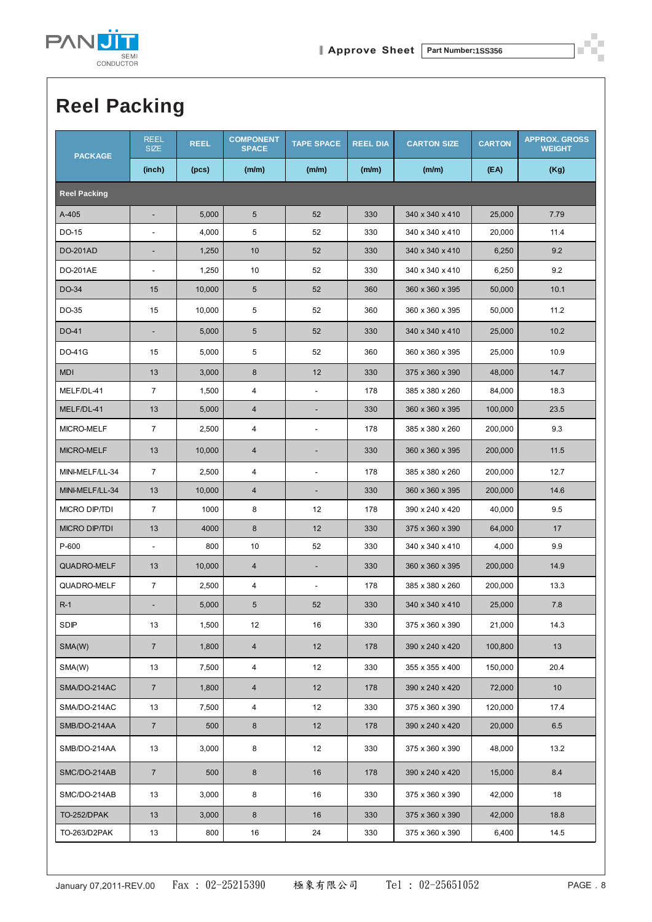# Reel Packing

| PACKAGE | REEL SIZE | REEL | COMPONENT SPACE | TAPE SPACE | REEL DIA | CARTON SIZE | CARTON | APPROX. GROSS WEIGHT |
|---|---|---|---|---|---|---|---|---|
| | (inch) | (pcs) | (m/m) | (m/m) | (m/m) | (m/m) | (EA) | (Kg) |
| **Reel Packing** | | | | | | | | |
| A-405 | - | 5,000 | 5 | 52 | 330 | 340 x 340 x 410 | 25,000 | 7.79 |
| DO-15 | - | 4,000 | 5 | 52 | 330 | 340 x 340 x 410 | 20,000 | 11.4 |
| DO-201AD | - | 1,250 | 10 | 52 | 330 | 340 x 340 x 410 | 6,250 | 9.2 |
| DO-201AE | - | 1,250 | 10 | 52 | 330 | 340 x 340 x 410 | 6,250 | 9.2 |
| DO-34 | 15 | 10,000 | 5 | 52 | 360 | 360 x 360 x 395 | 50,000 | 10.1 |
| DO-35 | 15 | 10,000 | 5 | 52 | 360 | 360 x 360 x 395 | 50,000 | 11.2 |
| DO-41 | - | 5,000 | 5 | 52 | 330 | 340 x 340 x 410 | 25,000 | 10.2 |
| DO-41G | 15 | 5,000 | 5 | 52 | 360 | 360 x 360 x 395 | 25,000 | 10.9 |
| MDI | 13 | 3,000 | 8 | 12 | 330 | 375 x 360 x 390 | 48,000 | 14.7 |
| MELF/DL-41 | 7 | 1,500 | 4 | - | 178 | 385 x 380 x 260 | 84,000 | 18.3 |
| MELF/DL-41 | 13 | 5,000 | 4 | - | 330 | 360 x 360 x 395 | 100,000 | 23.5 |
| MICRO-MELF | 7 | 2,500 | 4 | - | 178 | 385 x 380 x 260 | 200,000 | 9.3 |
| MICRO-MELF | 13 | 10,000 | 4 | - | 330 | 360 x 360 x 395 | 200,000 | 11.5 |
| MINI-MELF/LL-34 | 7 | 2,500 | 4 | - | 178 | 385 x 380 x 260 | 200,000 | 12.7 |
| MINI-MELF/LL-34 | 13 | 10,000 | 4 | - | 330 | 360 x 360 x 395 | 200,000 | 14.6 |
| MICRO DIP/TDI | 7 | 1000 | 8 | 12 | 178 | 390 x 240 x 420 | 40,000 | 9.5 |
| MICRO DIP/TDI | 13 | 4000 | 8 | 12 | 330 | 375 x 360 x 390 | 64,000 | 17 |
| P-600 | - | 800 | 10 | 52 | 330 | 340 x 340 x 410 | 4,000 | 9.9 |
| QUADRO-MELF | 13 | 10,000 | 4 | - | 330 | 360 x 360 x 395 | 200,000 | 14.9 |
| QUADRO-MELF | 7 | 2,500 | 4 | - | 178 | 385 x 380 x 260 | 200,000 | 13.3 |
| R-1 | - | 5,000 | 5 | 52 | 330 | 340 x 340 x 410 | 25,000 | 7.8 |
| SDIP | 13 | 1,500 | 12 | 16 | 330 | 375 x 360 x 390 | 21,000 | 14.3 |
| SMA(W) | 7 | 1,800 | 4 | 12 | 178 | 390 x 240 x 420 | 100,800 | 13 |
| SMA(W) | 13 | 7,500 | 4 | 12 | 330 | 355 x 355 x 400 | 150,000 | 20.4 |
| SMA/DO-214AC | 7 | 1,800 | 4 | 12 | 178 | 390 x 240 x 420 | 72,000 | 10 |
| SMA/DO-214AC | 13 | 7,500 | 4 | 12 | 330 | 375 x 360 x 390 | 120,000 | 17.4 |
| SMB/DO-214AA | 7 | 500 | 8 | 12 | 178 | 390 x 240 x 420 | 20,000 | 6.5 |
| SMB/DO-214AA | 13 | 3,000 | 8 | 12 | 330 | 375 x 360 x 390 | 48,000 | 13.2 |
| SMC/DO-214AB | 7 | 500 | 8 | 16 | 178 | 390 x 240 x 420 | 15,000 | 8.4 |
| SMC/DO-214AB | 13 | 3,000 | 8 | 16 | 330 | 375 x 360 x 390 | 42,000 | 18 |
| TO-252/DPAK | 13 | 3,000 | 8 | 16 | 330 | 375 x 360 x 390 | 42,000 | 18.8 |
| TO-263/D2PAK | 13 | 800 | 16 | 24 | 330 | 375 x 360 x 390 | 6,400 | 14.5 |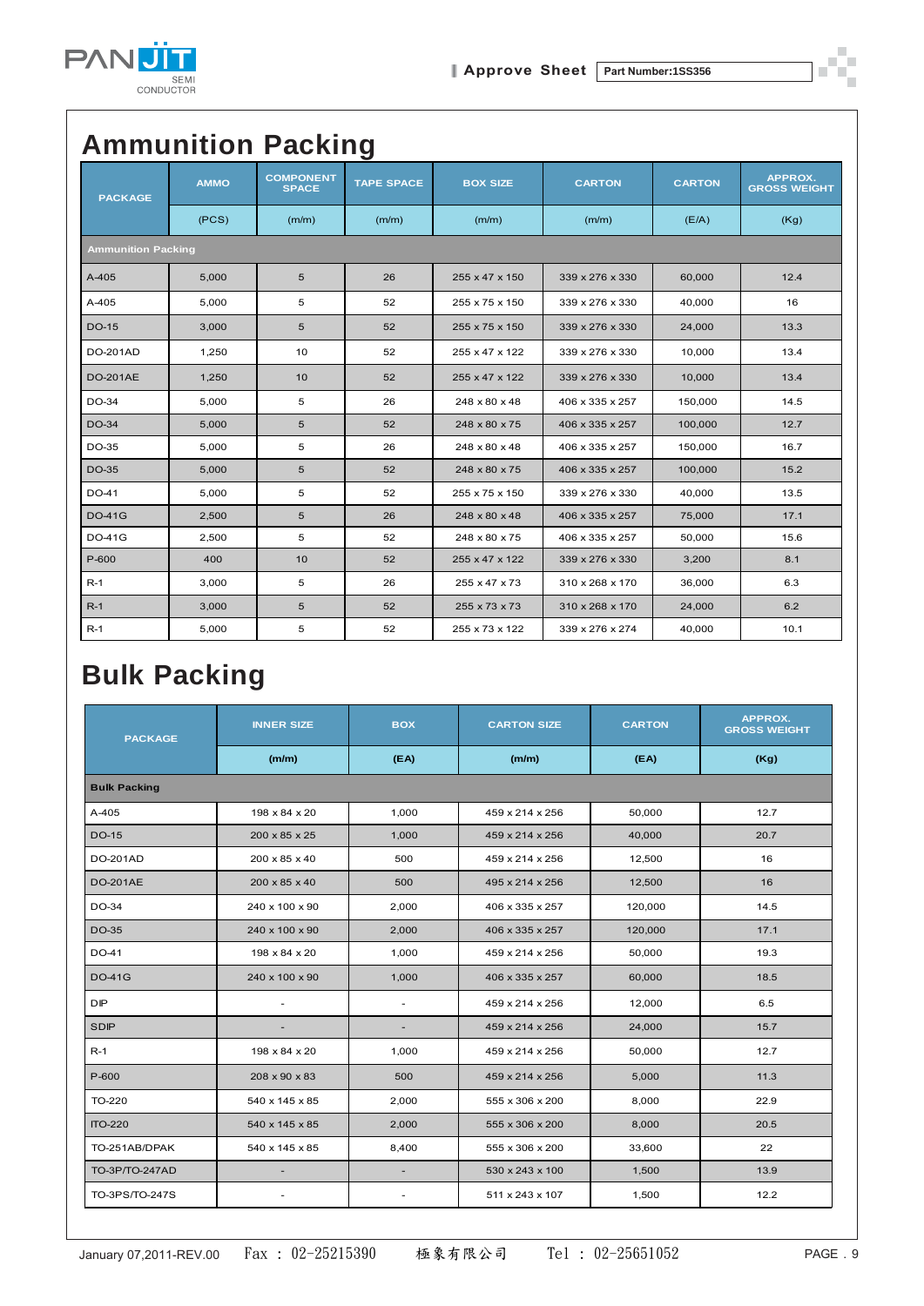# Ammunition Packing

| PACKAGE | AMMO | COMPONENT SPACE | TAPE SPACE | BOX SIZE | CARTON | CARTON | APPROX. GROSS WEIGHT |
|---|---|---|---|---|---|---|---|
| | (PCS) | (m/m) | (m/m) | (m/m) | (m/m) | (E/A) | (Kg) |
| **Ammunition Packing** | | | | | | | |
| A-405 | 5,000 | 5 | 26 | 255 x 47 x 150 | 339 x 276 x 330 | 60,000 | 12.4 |
| A-405 | 5,000 | 5 | 52 | 255 x 75 x 150 | 339 x 276 x 330 | 40,000 | 16 |
| DO-15 | 3,000 | 5 | 52 | 255 x 75 x 150 | 339 x 276 x 330 | 24,000 | 13.3 |
| DO-201AD | 1,250 | 10 | 52 | 255 x 47 x 122 | 339 x 276 x 330 | 10,000 | 13.4 |
| DO-201AE | 1,250 | 10 | 52 | 255 x 47 x 122 | 339 x 276 x 330 | 10,000 | 13.4 |
| DO-34 | 5,000 | 5 | 26 | 248 x 80 x 48 | 406 x 335 x 257 | 150,000 | 14.5 |
| DO-34 | 5,000 | 5 | 52 | 248 x 80 x 75 | 406 x 335 x 257 | 100,000 | 12.7 |
| DO-35 | 5,000 | 5 | 26 | 248 x 80 x 48 | 406 x 335 x 257 | 150,000 | 16.7 |
| DO-35 | 5,000 | 5 | 52 | 248 x 80 x 75 | 406 x 335 x 257 | 100,000 | 15.2 |
| DO-41 | 5,000 | 5 | 52 | 255 x 75 x 150 | 339 x 276 x 330 | 40,000 | 13.5 |
| DO-41G | 2,500 | 5 | 26 | 248 x 80 x 48 | 406 x 335 x 257 | 75,000 | 17.1 |
| DO-41G | 2,500 | 5 | 52 | 248 x 80 x 75 | 406 x 335 x 257 | 50,000 | 15.6 |
| P-600 | 400 | 10 | 52 | 255 x 47 x 122 | 339 x 276 x 330 | 3,200 | 8.1 |
| R-1 | 3,000 | 5 | 26 | 255 x 47 x 73 | 310 x 268 x 170 | 36,000 | 6.3 |
| R-1 | 3,000 | 5 | 52 | 255 x 73 x 73 | 310 x 268 x 170 | 24,000 | 6.2 |
| R-1 | 5,000 | 5 | 52 | 255 x 73 x 122 | 339 x 276 x 274 | 40,000 | 10.1 |

# Bulk Packing

| PACKAGE | INNER SIZE | BOX | CARTON SIZE | CARTON | APPROX. GROSS WEIGHT |
|---|---|---|---|---|---|
| | (m/m) | (EA) | (m/m) | (EA) | (Kg) |
| **Bulk Packing** | | | | | |
| A-405 | 198 x 84 x 20 | 1,000 | 459 x 214 x 256 | 50,000 | 12.7 |
| DO-15 | 200 x 85 x 25 | 1,000 | 459 x 214 x 256 | 40,000 | 20.7 |
| DO-201AD | 200 x 85 x 40 | 500 | 459 x 214 x 256 | 12,500 | 16 |
| DO-201AE | 200 x 85 x 40 | 500 | 495 x 214 x 256 | 12,500 | 16 |
| DO-34 | 240 x 100 x 90 | 2,000 | 406 x 335 x 257 | 120,000 | 14.5 |
| DO-35 | 240 x 100 x 90 | 2,000 | 406 x 335 x 257 | 120,000 | 17.1 |
| DO-41 | 198 x 84 x 20 | 1,000 | 459 x 214 x 256 | 50,000 | 19.3 |
| DO-41G | 240 x 100 x 90 | 1,000 | 406 x 335 x 257 | 60,000 | 18.5 |
| DIP | - | - | 459 x 214 x 256 | 12,000 | 6.5 |
| SDIP | - | - | 459 x 214 x 256 | 24,000 | 15.7 |
| R-1 | 198 x 84 x 20 | 1,000 | 459 x 214 x 256 | 50,000 | 12.7 |
| P-600 | 208 x 90 x 83 | 500 | 459 x 214 x 256 | 5,000 | 11.3 |
| TO-220 | 540 x 145 x 85 | 2,000 | 555 x 306 x 200 | 8,000 | 22.9 |
| ITO-220 | 540 x 145 x 85 | 2,000 | 555 x 306 x 200 | 8,000 | 20.5 |
| TO-251AB/DPAK | 540 x 145 x 85 | 8,400 | 555 x 306 x 200 | 33,600 | 22 |
| TO-3P/TO-247AD | - | - | 530 x 243 x 100 | 1,500 | 13.9 |
| TO-3PS/TO-247S | - | - | 511 x 243 x 107 | 1,500 | 12.2 |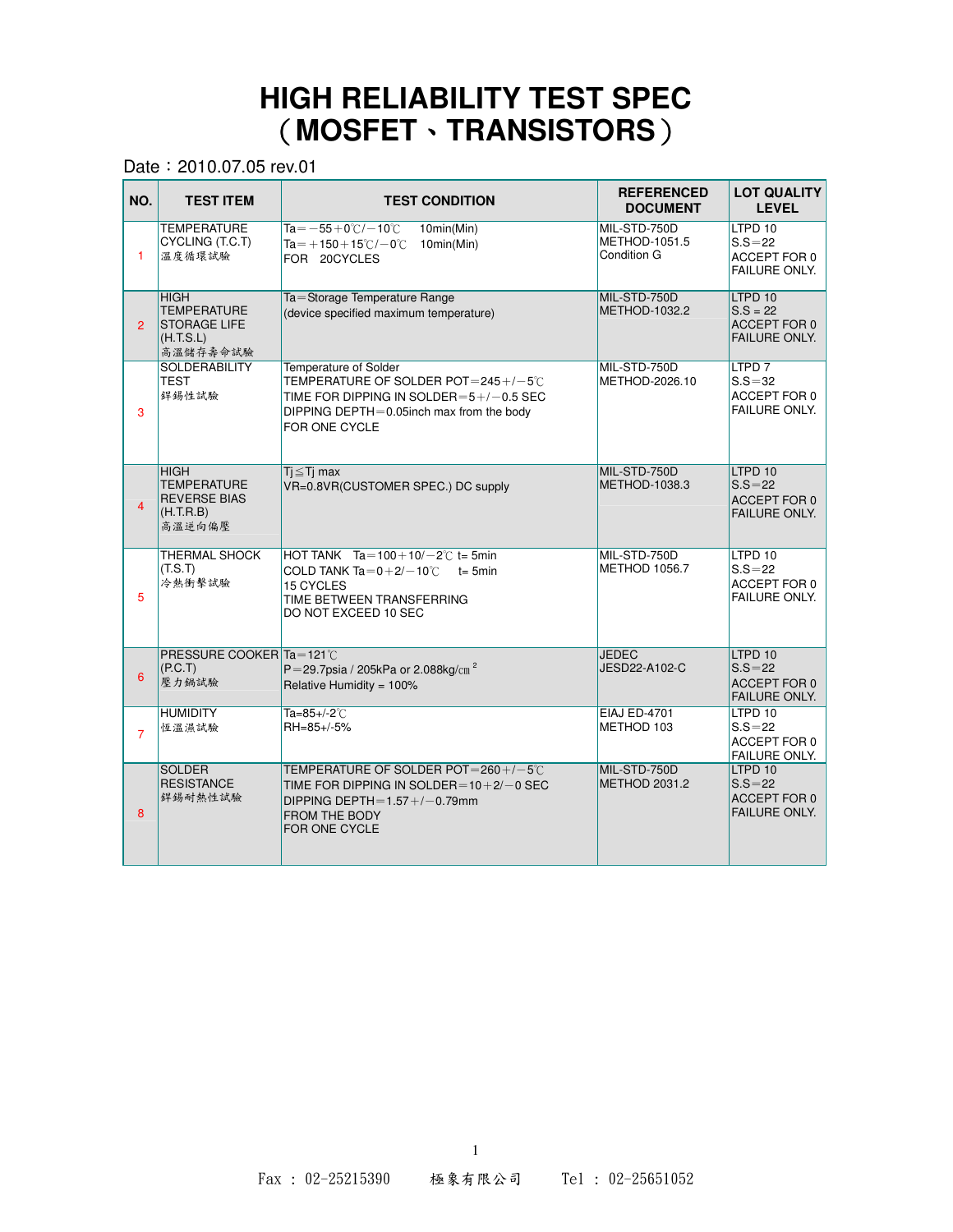# HIGH RELIABILITY TEST SPEC
# （MOSFET、TRANSISTORS）

Date：2010.07.05 rev.01

| NO. | TEST ITEM | TEST CONDITION | REFERENCED DOCUMENT | LOT QUALITY LEVEL |
|---|---|---|---|---|
| 1 | TEMPERATURE CYCLING (T.C.T)<br>溫度循環試驗 | Ta＝－55＋0℃/－10℃　10min(Min)<br>Ta＝＋150＋15℃/－0℃　10min(Min)<br>FOR　20CYCLES | MIL-STD-750D<br>METHOD-1051.5<br>Condition G | LTPD 10<br>S.S＝22<br>ACCEPT FOR 0 FAILURE ONLY. |
| 2 | HIGH TEMPERATURE STORAGE LIFE (H.T.S.L)<br>高溫儲存壽命試驗 | Ta＝Storage Temperature Range<br>(device specified maximum temperature) | MIL-STD-750D<br>METHOD-1032.2 | LTPD 10<br>S.S = 22<br>ACCEPT FOR 0 FAILURE ONLY. |
| 3 | SOLDERABILITY TEST<br>銲錫性試驗 | Temperature of Solder<br>TEMPERATURE OF SOLDER POT＝245＋/－5℃<br>TIME FOR DIPPING IN SOLDER＝5＋/－0.5 SEC<br>DIPPING DEPTH＝0.05inch max from the body<br>FOR ONE CYCLE | MIL-STD-750D<br>METHOD-2026.10 | LTPD 7<br>S.S＝32<br>ACCEPT FOR 0 FAILURE ONLY. |
| 4 | HIGH TEMPERATURE REVERSE BIAS (H.T.R.B)<br>高溫逆向偏壓 | Tj≦Tj max<br>VR=0.8VR(CUSTOMER SPEC.) DC supply | MIL-STD-750D<br>METHOD-1038.3 | LTPD 10<br>S.S＝22<br>ACCEPT FOR 0 FAILURE ONLY. |
| 5 | THERMAL SHOCK (T.S.T)<br>冷熱衝擊試驗 | HOT TANK　Ta＝100＋10/－2℃ t= 5min<br>COLD TANK Ta＝0＋2/－10℃　t= 5min<br>15 CYCLES<br>TIME BETWEEN TRANSFERRING DO NOT EXCEED 10 SEC | MIL-STD-750D<br>METHOD 1056.7 | LTPD 10<br>S.S＝22<br>ACCEPT FOR 0 FAILURE ONLY. |
| 6 | PRESSURE COOKER (P.C.T)<br>壓力鍋試驗 | Ta＝121℃<br>P＝29.7psia / 205kPa or 2.088kg/$cm^2$<br>Relative Humidity = 100% | JEDEC<br>JESD22-A102-C | LTPD 10<br>S.S＝22<br>ACCEPT FOR 0 FAILURE ONLY. |
| 7 | HUMIDITY<br>恆溫濕試驗 | Ta=85+/-2℃<br>RH=85+/-5% | EIAJ ED-4701<br>METHOD 103 | LTPD 10<br>S.S＝22<br>ACCEPT FOR 0 FAILURE ONLY. |
| 8 | SOLDER RESISTANCE<br>銲錫耐熱性試驗 | TEMPERATURE OF SOLDER POT＝260＋/－5℃<br>TIME FOR DIPPING IN SOLDER＝10＋2/－0 SEC<br>DIPPING DEPTH＝1.57＋/－0.79mm FROM THE BODY<br>FOR ONE CYCLE | MIL-STD-750D<br>METHOD 2031.2 | LTPD 10<br>S.S＝22<br>ACCEPT FOR 0 FAILURE ONLY. |

Fax : 02-25215390　　極象有限公司　　Tel : 02-25651052